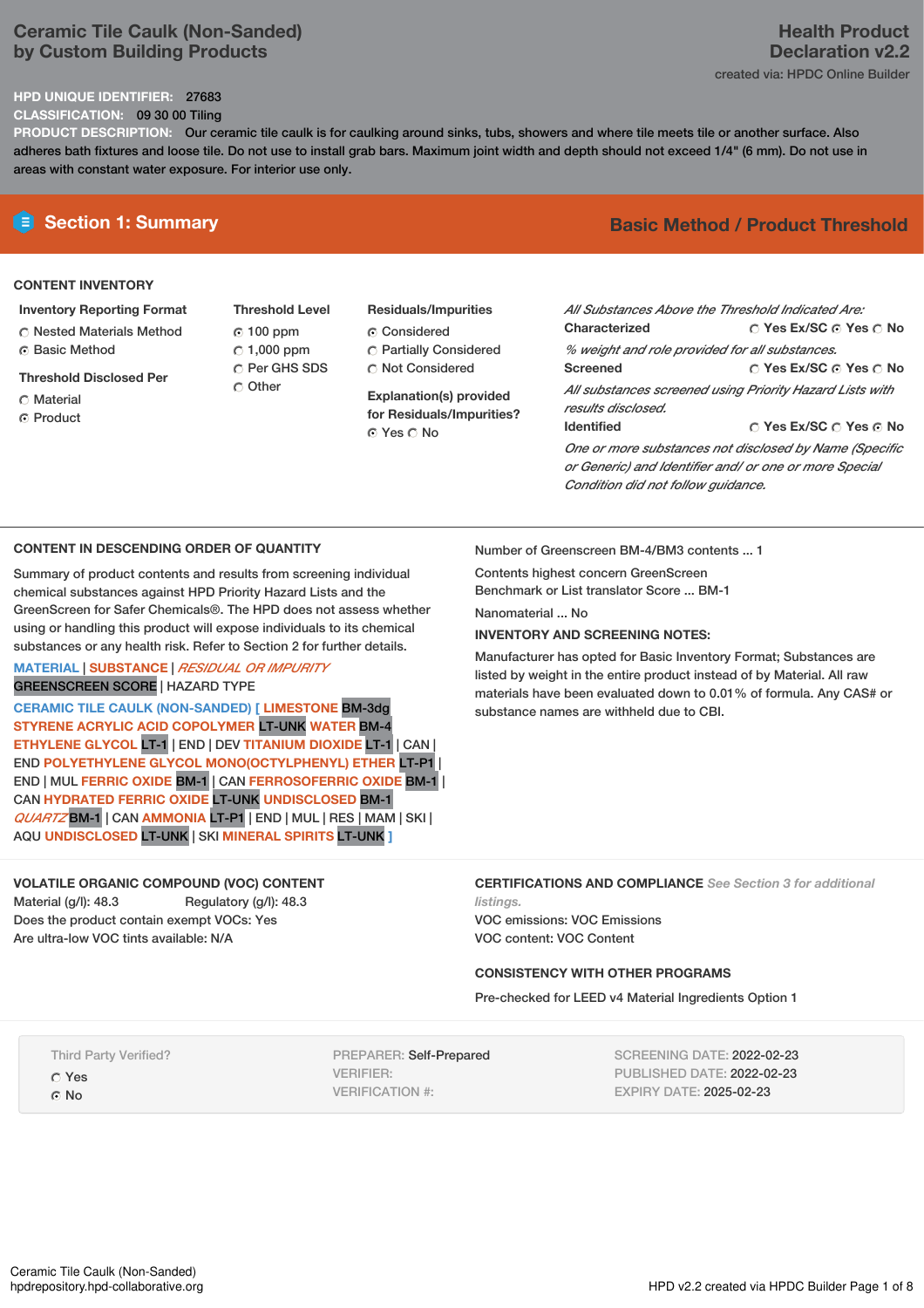# Ceramic Tile Caulk (Non-Sanded) by Custom Building Products

**Health Product Declaration v2.2**

created via: HPDC Online Builder

**HPD UNIQUE IDENTIFIER:** 27683

**CLASSIFICATION:** 09 30 00 Tiling

**PRODUCT DESCRIPTION:** Our ceramic tile caulk is for caulking around sinks, tubs, showers and where tile meets tile or another surface. Also adheres bath fixtures and loose tile. Do not use to install grab bars. Maximum joint width and depth should not exceed 1/4" (6 mm). Do not use in areas with constant water exposure. For interior use only.

## Section 1: Summary

**Basic Method / Product Threshold**

### CONTENT INVENTORY

**Inventory Reporting Format**
- ○ Nested Materials Method
- ● Basic Method

**Threshold Disclosed Per**
- ○ Material
- ● Product

**Threshold Level**
- ● 100 ppm
- ○ 1,000 ppm
- ○ Per GHS SDS
- ○ Other

**Residuals/Impurities**
- ● Considered
- ○ Partially Considered
- ○ Not Considered

**Explanation(s) provided for Residuals/Impurities?**
● Yes ○ No

*All Substances Above the Threshold Indicated Are:*

**Characterized** ○ Yes Ex/SC ● Yes ○ No
*% weight and role provided for all substances.*

**Screened** ○ Yes Ex/SC ● Yes ○ No
*All substances screened using Priority Hazard Lists with results disclosed.*

**Identified** ○ Yes Ex/SC ○ Yes ● No
*One or more substances not disclosed by Name (Specific or Generic) and Identifier and/ or one or more Special Condition did not follow guidance.*

### CONTENT IN DESCENDING ORDER OF QUANTITY

Summary of product contents and results from screening individual chemical substances against HPD Priority Hazard Lists and the GreenScreen for Safer Chemicals®. The HPD does not assess whether using or handling this product will expose individuals to its chemical substances or any health risk. Refer to Section 2 for further details.

MATERIAL | SUBSTANCE | *RESIDUAL OR IMPURITY*
GREENSCREEN SCORE | HAZARD TYPE

CERAMIC TILE CAULK (NON-SANDED) [ LIMESTONE BM-3dg STYRENE ACRYLIC ACID COPOLYMER LT-UNK WATER BM-4 ETHYLENE GLYCOL LT-1 | END | DEV TITANIUM DIOXIDE LT-1 | CAN | END POLYETHYLENE GLYCOL MONO(OCTYLPHENYL) ETHER LT-P1 | END | MUL FERRIC OXIDE BM-1 | CAN FERROSOFERRIC OXIDE BM-1 | CAN HYDRATED FERRIC OXIDE LT-UNK UNDISCLOSED BM-1 *QUARTZ* BM-1 | CAN AMMONIA LT-P1 | END | MUL | RES | MAM | SKI | AQU UNDISCLOSED LT-UNK | SKI MINERAL SPIRITS LT-UNK ]

Number of Greenscreen BM-4/BM3 contents ... 1

Contents highest concern GreenScreen Benchmark or List translator Score ... BM-1

Nanomaterial ... No

**INVENTORY AND SCREENING NOTES:**

Manufacturer has opted for Basic Inventory Format; Substances are listed by weight in the entire product instead of by Material. All raw materials have been evaluated down to 0.01% of formula. Any CAS# or substance names are withheld due to CBI.

### VOLATILE ORGANIC COMPOUND (VOC) CONTENT

Material (g/l): 48.3 Regulatory (g/l): 48.3

Does the product contain exempt VOCs: Yes

Are ultra-low VOC tints available: N/A

### CERTIFICATIONS AND COMPLIANCE *See Section 3 for additional listings.*

VOC emissions: VOC Emissions

VOC content: VOC Content

### CONSISTENCY WITH OTHER PROGRAMS

Pre-checked for LEED v4 Material Ingredients Option 1

Third Party Verified?
- ○ Yes
- ● No

PREPARER: Self-Prepared
VERIFIER:
VERIFICATION #:

SCREENING DATE: 2022-02-23
PUBLISHED DATE: 2022-02-23
EXPIRY DATE: 2025-02-23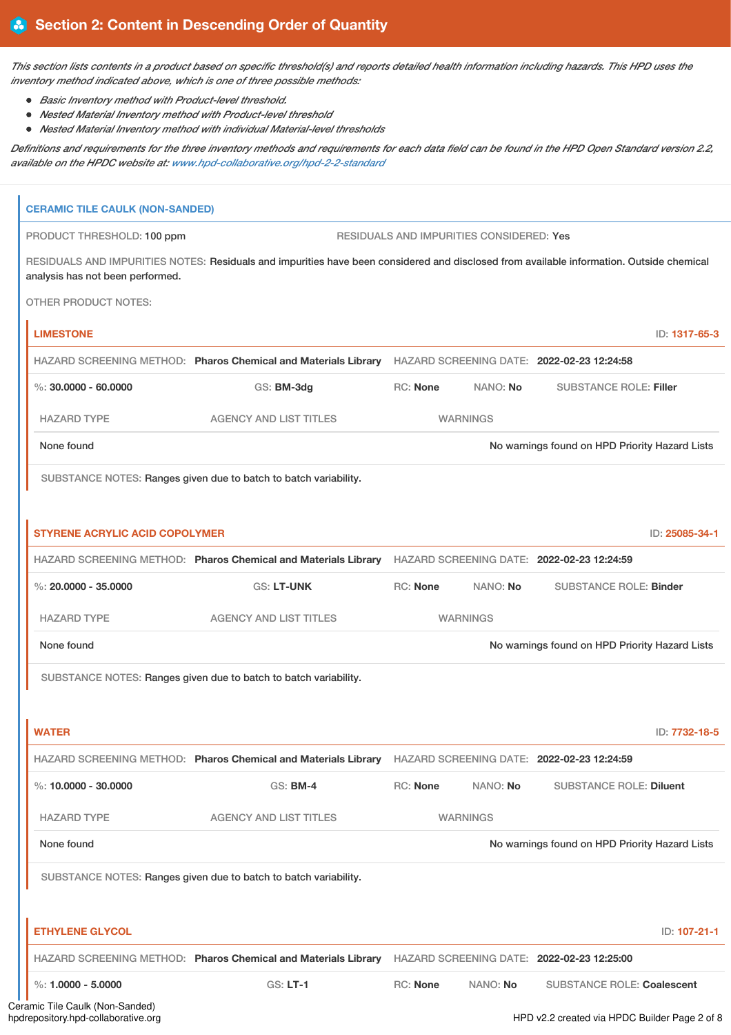## Section 2: Content in Descending Order of Quantity

*This section lists contents in a product based on specific threshold(s) and reports detailed health information including hazards. This HPD uses the inventory method indicated above, which is one of three possible methods:*

- *Basic Inventory method with Product-level threshold.*
- *Nested Material Inventory method with Product-level threshold*
- *Nested Material Inventory method with individual Material-level thresholds*

*Definitions and requirements for the three inventory methods and requirements for each data field can be found in the HPD Open Standard version 2.2, available on the HPDC website at: www.hpd-collaborative.org/hpd-2-2-standard*

### CERAMIC TILE CAULK (NON-SANDED)

PRODUCT THRESHOLD: 100 ppm

RESIDUALS AND IMPURITIES CONSIDERED: Yes

RESIDUALS AND IMPURITIES NOTES: Residuals and impurities have been considered and disclosed from available information. Outside chemical analysis has not been performed.

OTHER PRODUCT NOTES:

#### LIMESTONE

ID: 1317-65-3

HAZARD SCREENING METHOD: **Pharos Chemical and Materials Library** HAZARD SCREENING DATE: **2022-02-23 12:24:58**

%: **30.0000 - 60.0000** GS: **BM-3dg** RC: **None** NANO: **No** SUBSTANCE ROLE: **Filler**

| HAZARD TYPE | AGENCY AND LIST TITLES | WARNINGS |
| --- | --- | --- |
| None found | | No warnings found on HPD Priority Hazard Lists |

SUBSTANCE NOTES: Ranges given due to batch to batch variability.

#### STYRENE ACRYLIC ACID COPOLYMER

ID: 25085-34-1

HAZARD SCREENING METHOD: **Pharos Chemical and Materials Library** HAZARD SCREENING DATE: **2022-02-23 12:24:59**

%: **20.0000 - 35.0000** GS: **LT-UNK** RC: **None** NANO: **No** SUBSTANCE ROLE: **Binder**

| HAZARD TYPE | AGENCY AND LIST TITLES | WARNINGS |
| --- | --- | --- |
| None found | | No warnings found on HPD Priority Hazard Lists |

SUBSTANCE NOTES: Ranges given due to batch to batch variability.

#### WATER

ID: 7732-18-5

HAZARD SCREENING METHOD: **Pharos Chemical and Materials Library** HAZARD SCREENING DATE: **2022-02-23 12:24:59**

%: **10.0000 - 30.0000** GS: **BM-4** RC: **None** NANO: **No** SUBSTANCE ROLE: **Diluent**

| HAZARD TYPE | AGENCY AND LIST TITLES | WARNINGS |
| --- | --- | --- |
| None found | | No warnings found on HPD Priority Hazard Lists |

SUBSTANCE NOTES: Ranges given due to batch to batch variability.

#### ETHYLENE GLYCOL

ID: 107-21-1

HAZARD SCREENING METHOD: **Pharos Chemical and Materials Library** HAZARD SCREENING DATE: **2022-02-23 12:25:00**

%: **1.0000 - 5.0000** GS: **LT-1** RC: **None** NANO: **No** SUBSTANCE ROLE: **Coalescent**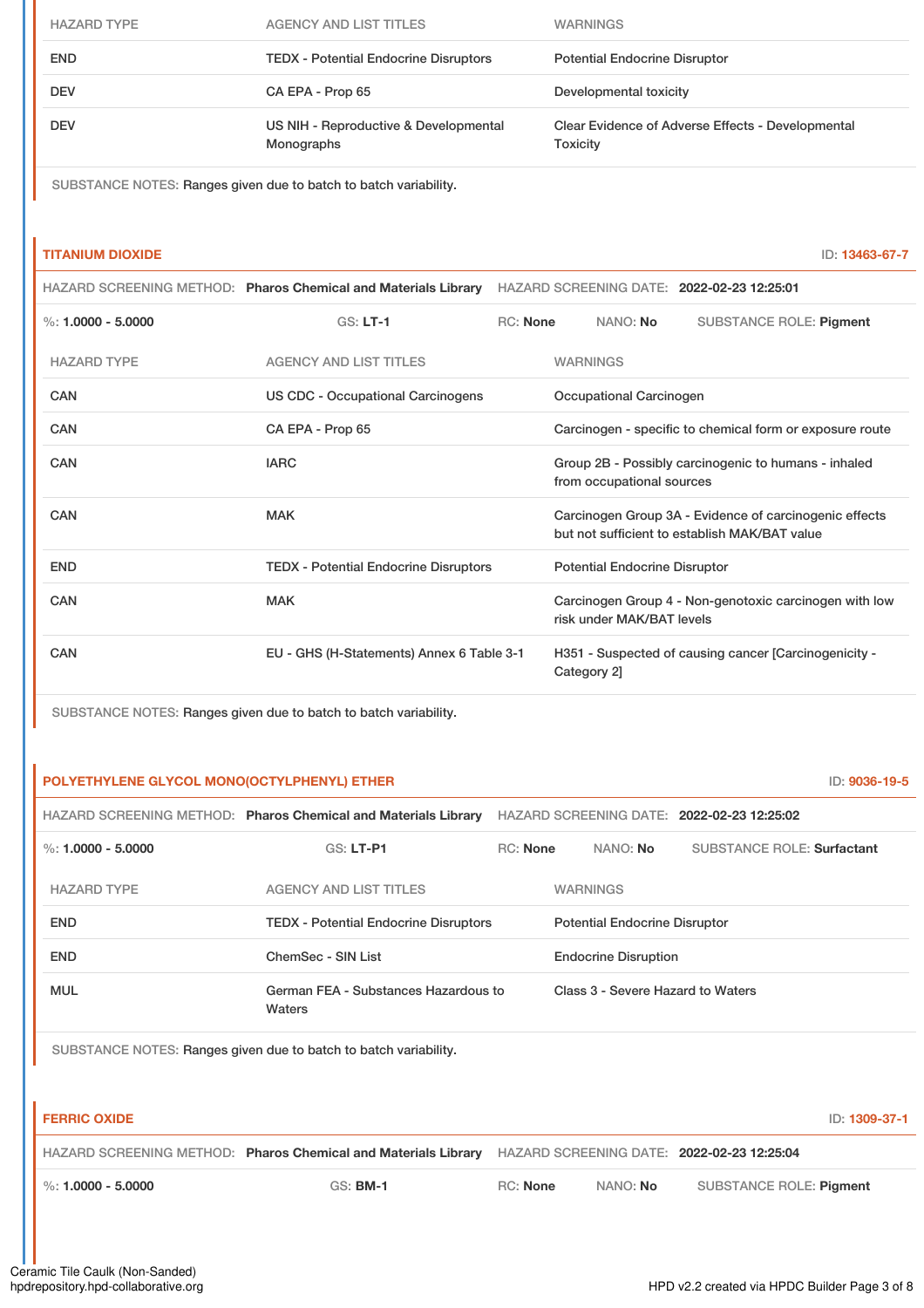| HAZARD TYPE | AGENCY AND LIST TITLES | WARNINGS |
|---|---|---|
| END | TEDX - Potential Endocrine Disruptors | Potential Endocrine Disruptor |
| DEV | CA EPA - Prop 65 | Developmental toxicity |
| DEV | US NIH - Reproductive & Developmental Monographs | Clear Evidence of Adverse Effects - Developmental Toxicity |

SUBSTANCE NOTES: Ranges given due to batch to batch variability.

## TITANIUM DIOXIDE

ID: 13463-67-7

HAZARD SCREENING METHOD: **Pharos Chemical and Materials Library** HAZARD SCREENING DATE: **2022-02-23 12:25:01**

%: **1.0000 - 5.0000** GS: **LT-1** RC: **None** NANO: **No** SUBSTANCE ROLE: **Pigment**

| HAZARD TYPE | AGENCY AND LIST TITLES | WARNINGS |
|---|---|---|
| CAN | US CDC - Occupational Carcinogens | Occupational Carcinogen |
| CAN | CA EPA - Prop 65 | Carcinogen - specific to chemical form or exposure route |
| CAN | IARC | Group 2B - Possibly carcinogenic to humans - inhaled from occupational sources |
| CAN | MAK | Carcinogen Group 3A - Evidence of carcinogenic effects but not sufficient to establish MAK/BAT value |
| END | TEDX - Potential Endocrine Disruptors | Potential Endocrine Disruptor |
| CAN | MAK | Carcinogen Group 4 - Non-genotoxic carcinogen with low risk under MAK/BAT levels |
| CAN | EU - GHS (H-Statements) Annex 6 Table 3-1 | H351 - Suspected of causing cancer [Carcinogenicity - Category 2] |

SUBSTANCE NOTES: Ranges given due to batch to batch variability.

## POLYETHYLENE GLYCOL MONO(OCTYLPHENYL) ETHER

ID: 9036-19-5

HAZARD SCREENING METHOD: **Pharos Chemical and Materials Library** HAZARD SCREENING DATE: **2022-02-23 12:25:02**

%: **1.0000 - 5.0000** GS: **LT-P1** RC: **None** NANO: **No** SUBSTANCE ROLE: **Surfactant**

| HAZARD TYPE | AGENCY AND LIST TITLES | WARNINGS |
|---|---|---|
| END | TEDX - Potential Endocrine Disruptors | Potential Endocrine Disruptor |
| END | ChemSec - SIN List | Endocrine Disruption |
| MUL | German FEA - Substances Hazardous to Waters | Class 3 - Severe Hazard to Waters |

SUBSTANCE NOTES: Ranges given due to batch to batch variability.

## FERRIC OXIDE

ID: 1309-37-1

HAZARD SCREENING METHOD: **Pharos Chemical and Materials Library** HAZARD SCREENING DATE: **2022-02-23 12:25:04**

%: **1.0000 - 5.0000** GS: **BM-1** RC: **None** NANO: **No** SUBSTANCE ROLE: **Pigment**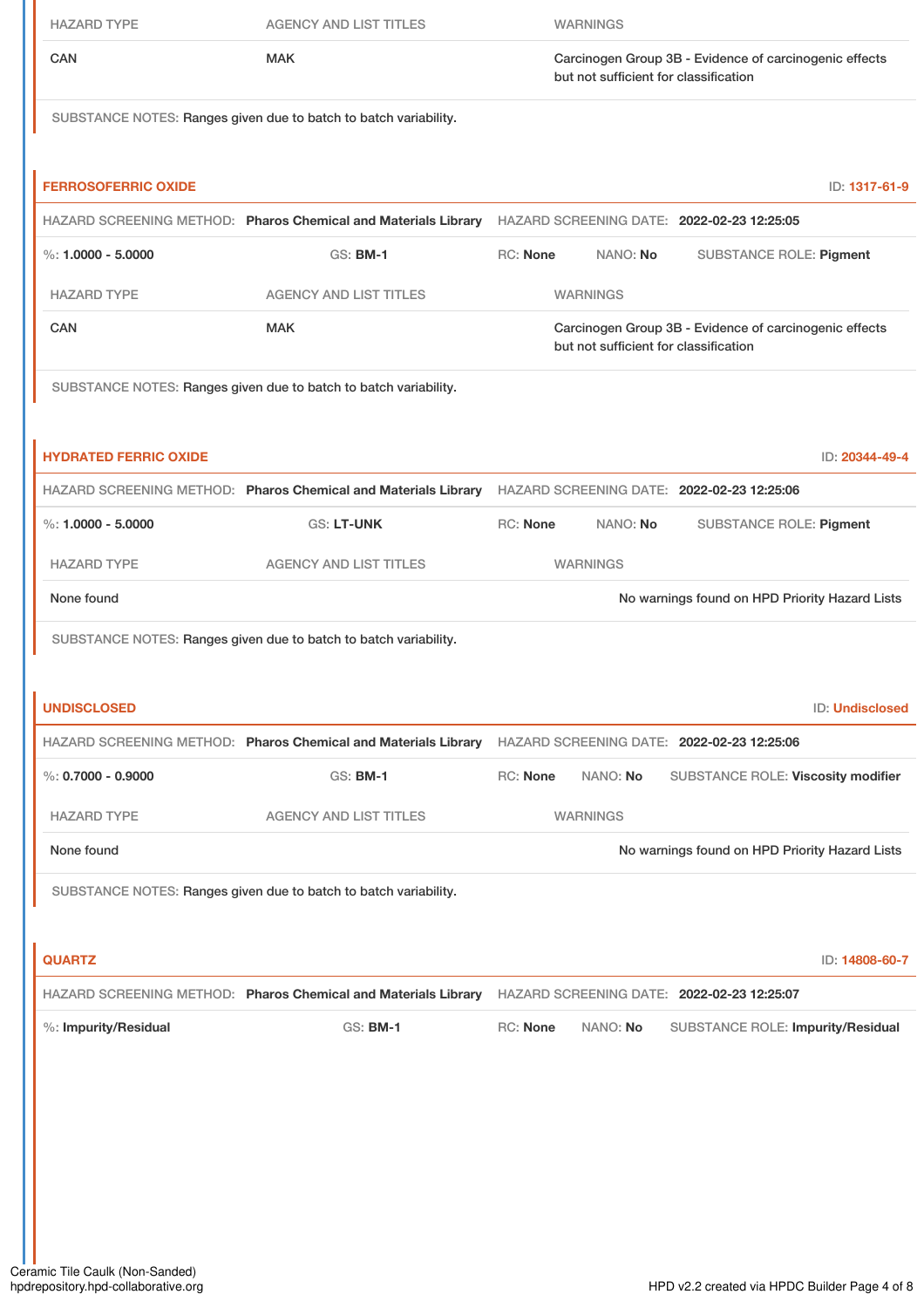| HAZARD TYPE | AGENCY AND LIST TITLES | WARNINGS |
|---|---|---|
| CAN | MAK | Carcinogen Group 3B - Evidence of carcinogenic effects but not sufficient for classification |

SUBSTANCE NOTES: Ranges given due to batch to batch variability.

### FERROSOFERRIC OXIDE

ID: 1317-61-9

HAZARD SCREENING METHOD: **Pharos Chemical and Materials Library** HAZARD SCREENING DATE: **2022-02-23 12:25:05**

%: **1.0000 - 5.0000** GS: **BM-1** RC: **None** NANO: **No** SUBSTANCE ROLE: **Pigment**

| HAZARD TYPE | AGENCY AND LIST TITLES | WARNINGS |
|---|---|---|
| CAN | MAK | Carcinogen Group 3B - Evidence of carcinogenic effects but not sufficient for classification |

SUBSTANCE NOTES: Ranges given due to batch to batch variability.

### HYDRATED FERRIC OXIDE

ID: 20344-49-4

HAZARD SCREENING METHOD: **Pharos Chemical and Materials Library** HAZARD SCREENING DATE: **2022-02-23 12:25:06**

%: **1.0000 - 5.0000** GS: **LT-UNK** RC: **None** NANO: **No** SUBSTANCE ROLE: **Pigment**

| HAZARD TYPE | AGENCY AND LIST TITLES | WARNINGS |
|---|---|---|
| None found | | No warnings found on HPD Priority Hazard Lists |

SUBSTANCE NOTES: Ranges given due to batch to batch variability.

### UNDISCLOSED

ID: Undisclosed

HAZARD SCREENING METHOD: **Pharos Chemical and Materials Library** HAZARD SCREENING DATE: **2022-02-23 12:25:06**

%: **0.7000 - 0.9000** GS: **BM-1** RC: **None** NANO: **No** SUBSTANCE ROLE: **Viscosity modifier**

| HAZARD TYPE | AGENCY AND LIST TITLES | WARNINGS |
|---|---|---|
| None found | | No warnings found on HPD Priority Hazard Lists |

SUBSTANCE NOTES: Ranges given due to batch to batch variability.

### QUARTZ

ID: 14808-60-7

HAZARD SCREENING METHOD: **Pharos Chemical and Materials Library** HAZARD SCREENING DATE: **2022-02-23 12:25:07**

%: **Impurity/Residual** GS: **BM-1** RC: **None** NANO: **No** SUBSTANCE ROLE: **Impurity/Residual**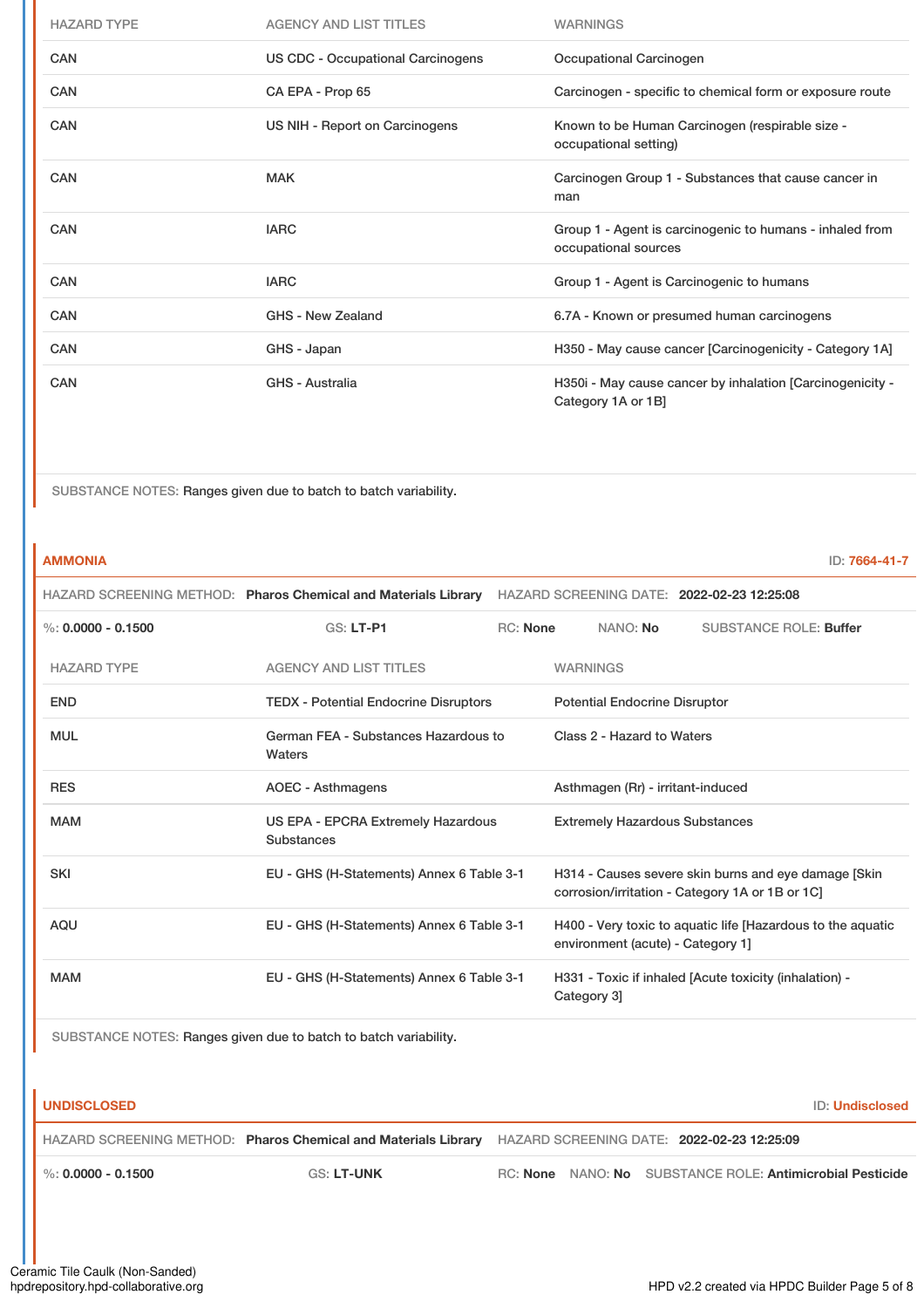| HAZARD TYPE | AGENCY AND LIST TITLES | WARNINGS |
|---|---|---|
| CAN | US CDC - Occupational Carcinogens | Occupational Carcinogen |
| CAN | CA EPA - Prop 65 | Carcinogen - specific to chemical form or exposure route |
| CAN | US NIH - Report on Carcinogens | Known to be Human Carcinogen (respirable size - occupational setting) |
| CAN | MAK | Carcinogen Group 1 - Substances that cause cancer in man |
| CAN | IARC | Group 1 - Agent is carcinogenic to humans - inhaled from occupational sources |
| CAN | IARC | Group 1 - Agent is Carcinogenic to humans |
| CAN | GHS - New Zealand | 6.7A - Known or presumed human carcinogens |
| CAN | GHS - Japan | H350 - May cause cancer [Carcinogenicity - Category 1A] |
| CAN | GHS - Australia | H350i - May cause cancer by inhalation [Carcinogenicity - Category 1A or 1B] |

SUBSTANCE NOTES: Ranges given due to batch to batch variability.

## AMMONIA

ID: 7664-41-7

HAZARD SCREENING METHOD: **Pharos Chemical and Materials Library** HAZARD SCREENING DATE: **2022-02-23 12:25:08**

%: **0.0000 - 0.1500** GS: **LT-P1** RC: **None** NANO: **No** SUBSTANCE ROLE: **Buffer**

| HAZARD TYPE | AGENCY AND LIST TITLES | WARNINGS |
|---|---|---|
| END | TEDX - Potential Endocrine Disruptors | Potential Endocrine Disruptor |
| MUL | German FEA - Substances Hazardous to Waters | Class 2 - Hazard to Waters |
| RES | AOEC - Asthmagens | Asthmagen (Rr) - irritant-induced |
| MAM | US EPA - EPCRA Extremely Hazardous Substances | Extremely Hazardous Substances |
| SKI | EU - GHS (H-Statements) Annex 6 Table 3-1 | H314 - Causes severe skin burns and eye damage [Skin corrosion/irritation - Category 1A or 1B or 1C] |
| AQU | EU - GHS (H-Statements) Annex 6 Table 3-1 | H400 - Very toxic to aquatic life [Hazardous to the aquatic environment (acute) - Category 1] |
| MAM | EU - GHS (H-Statements) Annex 6 Table 3-1 | H331 - Toxic if inhaled [Acute toxicity (inhalation) - Category 3] |

SUBSTANCE NOTES: Ranges given due to batch to batch variability.

## UNDISCLOSED

ID: Undisclosed

HAZARD SCREENING METHOD: **Pharos Chemical and Materials Library** HAZARD SCREENING DATE: **2022-02-23 12:25:09**

%: **0.0000 - 0.1500** GS: **LT-UNK** RC: **None** NANO: **No** SUBSTANCE ROLE: **Antimicrobial Pesticide**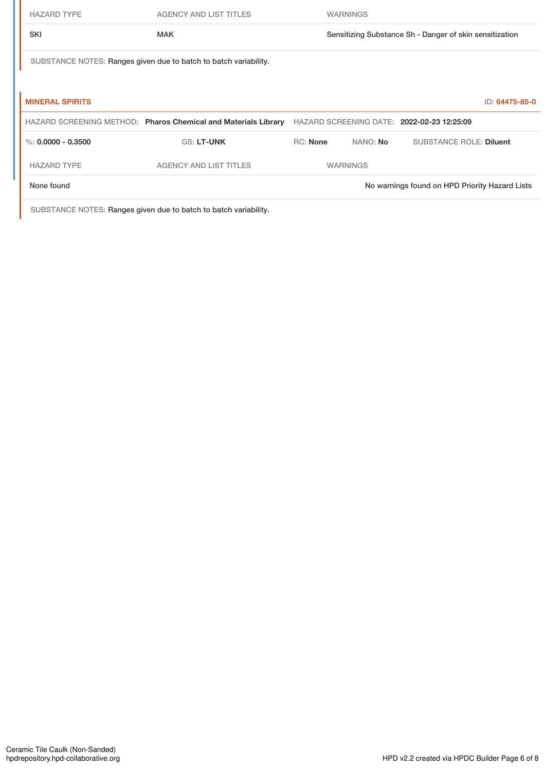| HAZARD TYPE | AGENCY AND LIST TITLES | WARNINGS |
|---|---|---|
| SKI | MAK | Sensitizing Substance Sh - Danger of skin sensitization |

SUBSTANCE NOTES: Ranges given due to batch to batch variability.

**MINERAL SPIRITS** ID: 64475-85-0

HAZARD SCREENING METHOD: **Pharos Chemical and Materials Library** HAZARD SCREENING DATE: **2022-02-23 12:25:09**

%: **0.0000 - 0.3500** GS: **LT-UNK** RC: **None** NANO: **No** SUBSTANCE ROLE: **Diluent**

| HAZARD TYPE | AGENCY AND LIST TITLES | WARNINGS |
|---|---|---|
| None found | | No warnings found on HPD Priority Hazard Lists |

SUBSTANCE NOTES: Ranges given due to batch to batch variability.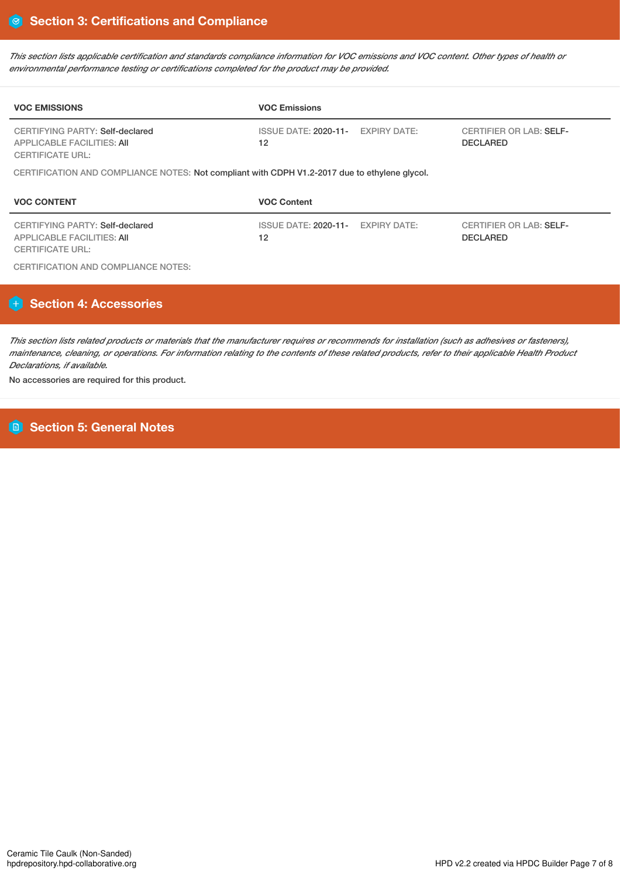## Section 3: Certifications and Compliance

*This section lists applicable certification and standards compliance information for VOC emissions and VOC content. Other types of health or environmental performance testing or certifications completed for the product may be provided.*

| VOC EMISSIONS | VOC Emissions | | |
|---|---|---|---|
| CERTIFYING PARTY: Self-declared<br>APPLICABLE FACILITIES: All<br>CERTIFICATE URL: | ISSUE DATE: 2020-11-12 | EXPIRY DATE: | CERTIFIER OR LAB: SELF-DECLARED |

CERTIFICATION AND COMPLIANCE NOTES: Not compliant with CDPH V1.2-2017 due to ethylene glycol.

| VOC CONTENT | VOC Content | | |
|---|---|---|---|
| CERTIFYING PARTY: Self-declared<br>APPLICABLE FACILITIES: All<br>CERTIFICATE URL: | ISSUE DATE: 2020-11-12 | EXPIRY DATE: | CERTIFIER OR LAB: SELF-DECLARED |

CERTIFICATION AND COMPLIANCE NOTES:

## Section 4: Accessories

*This section lists related products or materials that the manufacturer requires or recommends for installation (such as adhesives or fasteners), maintenance, cleaning, or operations. For information relating to the contents of these related products, refer to their applicable Health Product Declarations, if available.*

No accessories are required for this product.

## Section 5: General Notes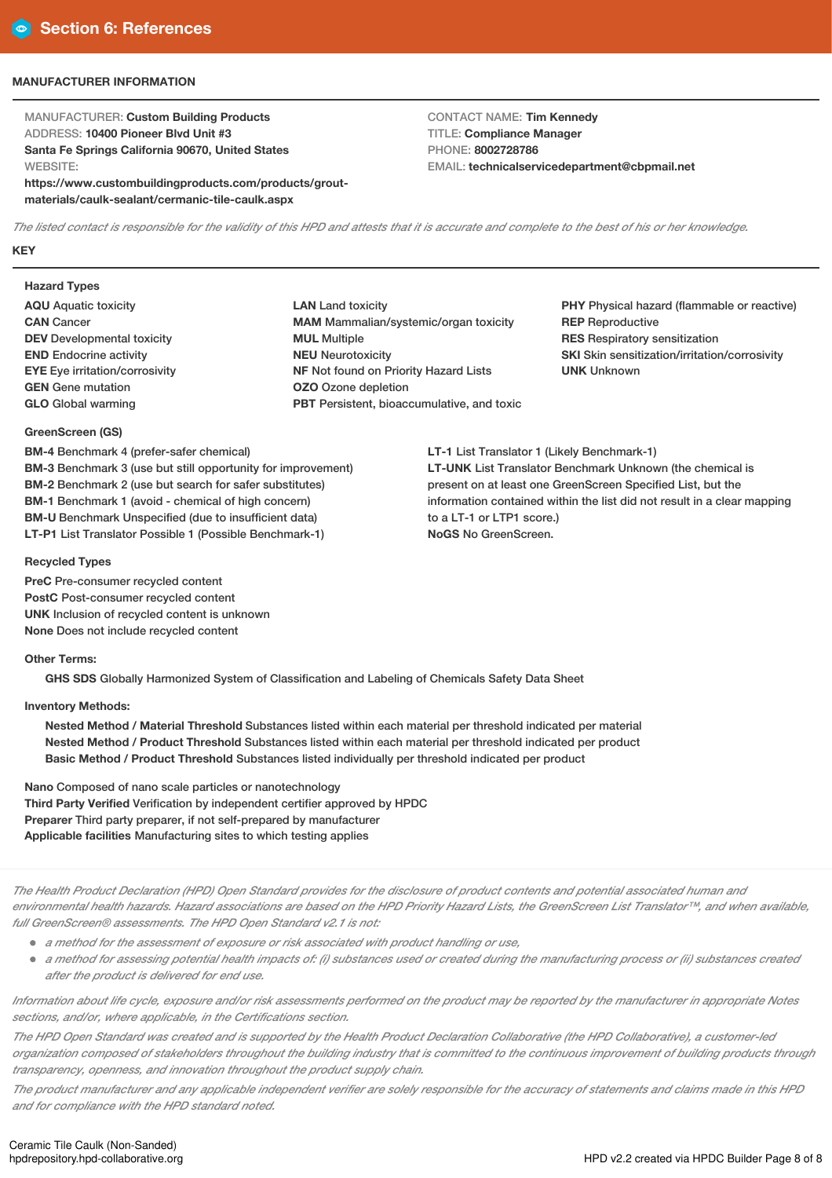## Section 6: References

**MANUFACTURER INFORMATION**

MANUFACTURER: **Custom Building Products**
ADDRESS: **10400 Pioneer Blvd Unit #3**
**Santa Fe Springs California 90670, United States**
WEBSITE:
**https://www.custombuildingproducts.com/products/grout-materials/caulk-sealant/cermanic-tile-caulk.aspx**

CONTACT NAME: **Tim Kennedy**
TITLE: **Compliance Manager**
PHONE: **8002728786**
EMAIL: **technicalservicedepartment@cbpmail.net**

*The listed contact is responsible for the validity of this HPD and attests that it is accurate and complete to the best of his or her knowledge.*

**KEY**

**Hazard Types**

**AQU** Aquatic toxicity
**CAN** Cancer
**DEV** Developmental toxicity
**END** Endocrine activity
**EYE** Eye irritation/corrosivity
**GEN** Gene mutation
**GLO** Global warming
**LAN** Land toxicity
**MAM** Mammalian/systemic/organ toxicity
**MUL** Multiple
**NEU** Neurotoxicity
**NF** Not found on Priority Hazard Lists
**OZO** Ozone depletion
**PBT** Persistent, bioaccumulative, and toxic
**PHY** Physical hazard (flammable or reactive)
**REP** Reproductive
**RES** Respiratory sensitization
**SKI** Skin sensitization/irritation/corrosivity
**UNK** Unknown

**GreenScreen (GS)**

**BM-4** Benchmark 4 (prefer-safer chemical)
**BM-3** Benchmark 3 (use but still opportunity for improvement)
**BM-2** Benchmark 2 (use but search for safer substitutes)
**BM-1** Benchmark 1 (avoid - chemical of high concern)
**BM-U** Benchmark Unspecified (due to insufficient data)
**LT-P1** List Translator Possible 1 (Possible Benchmark-1)
**LT-1** List Translator 1 (Likely Benchmark-1)
**LT-UNK** List Translator Benchmark Unknown (the chemical is present on at least one GreenScreen Specified List, but the information contained within the list did not result in a clear mapping to a LT-1 or LTP1 score.)
**NoGS** No GreenScreen.

**Recycled Types**

**PreC** Pre-consumer recycled content
**PostC** Post-consumer recycled content
**UNK** Inclusion of recycled content is unknown
**None** Does not include recycled content

**Other Terms:**

**GHS SDS** Globally Harmonized System of Classification and Labeling of Chemicals Safety Data Sheet

**Inventory Methods:**

**Nested Method / Material Threshold** Substances listed within each material per threshold indicated per material
**Nested Method / Product Threshold** Substances listed within each material per threshold indicated per product
**Basic Method / Product Threshold** Substances listed individually per threshold indicated per product

**Nano** Composed of nano scale particles or nanotechnology
**Third Party Verified** Verification by independent certifier approved by HPDC
**Preparer** Third party preparer, if not self-prepared by manufacturer
**Applicable facilities** Manufacturing sites to which testing applies

*The Health Product Declaration (HPD) Open Standard provides for the disclosure of product contents and potential associated human and environmental health hazards. Hazard associations are based on the HPD Priority Hazard Lists, the GreenScreen List Translator™, and when available, full GreenScreen® assessments. The HPD Open Standard v2.1 is not:*

- *a method for the assessment of exposure or risk associated with product handling or use,*
- *a method for assessing potential health impacts of: (i) substances used or created during the manufacturing process or (ii) substances created after the product is delivered for end use.*

*Information about life cycle, exposure and/or risk assessments performed on the product may be reported by the manufacturer in appropriate Notes sections, and/or, where applicable, in the Certifications section.*

*The HPD Open Standard was created and is supported by the Health Product Declaration Collaborative (the HPD Collaborative), a customer-led organization composed of stakeholders throughout the building industry that is committed to the continuous improvement of building products through transparency, openness, and innovation throughout the product supply chain.*

*The product manufacturer and any applicable independent verifier are solely responsible for the accuracy of statements and claims made in this HPD and for compliance with the HPD standard noted.*